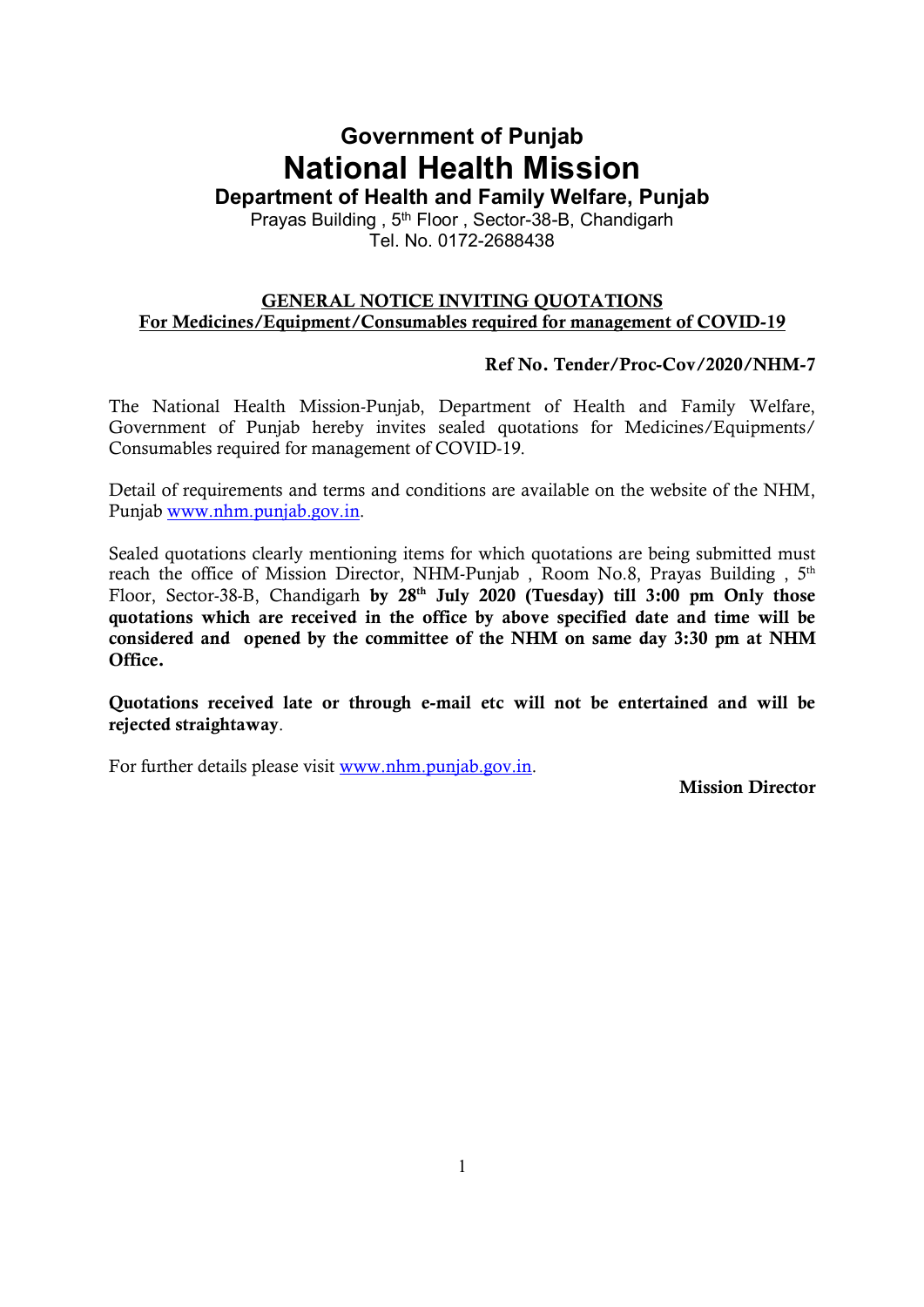# Government of Punjab

# National Health Mission

## Department of Health and Family Welfare, Punjab

Prayas Building , 5th Floor , Sector-38-B, Chandigarh
Tel. No. 0172-2688438

**GENERAL NOTICE INVITING QUOTATIONS**
**For Medicines/Equipment/Consumables required for management of COVID-19**

**Ref No. Tender/Proc-Cov/2020/NHM-7**

The National Health Mission-Punjab, Department of Health and Family Welfare, Government of Punjab hereby invites sealed quotations for Medicines/Equipments/ Consumables required for management of COVID-19.

Detail of requirements and terms and conditions are available on the website of the NHM, Punjab www.nhm.punjab.gov.in.

Sealed quotations clearly mentioning items for which quotations are being submitted must reach the office of Mission Director, NHM-Punjab , Room No.8, Prayas Building , 5th Floor, Sector-38-B, Chandigarh **by 28th July 2020 (Tuesday) till 3:00 pm Only those quotations which are received in the office by above specified date and time will be considered and opened by the committee of the NHM on same day 3:30 pm at NHM Office.**

**Quotations received late or through e-mail etc will not be entertained and will be rejected straightaway**.

For further details please visit www.nhm.punjab.gov.in.

**Mission Director**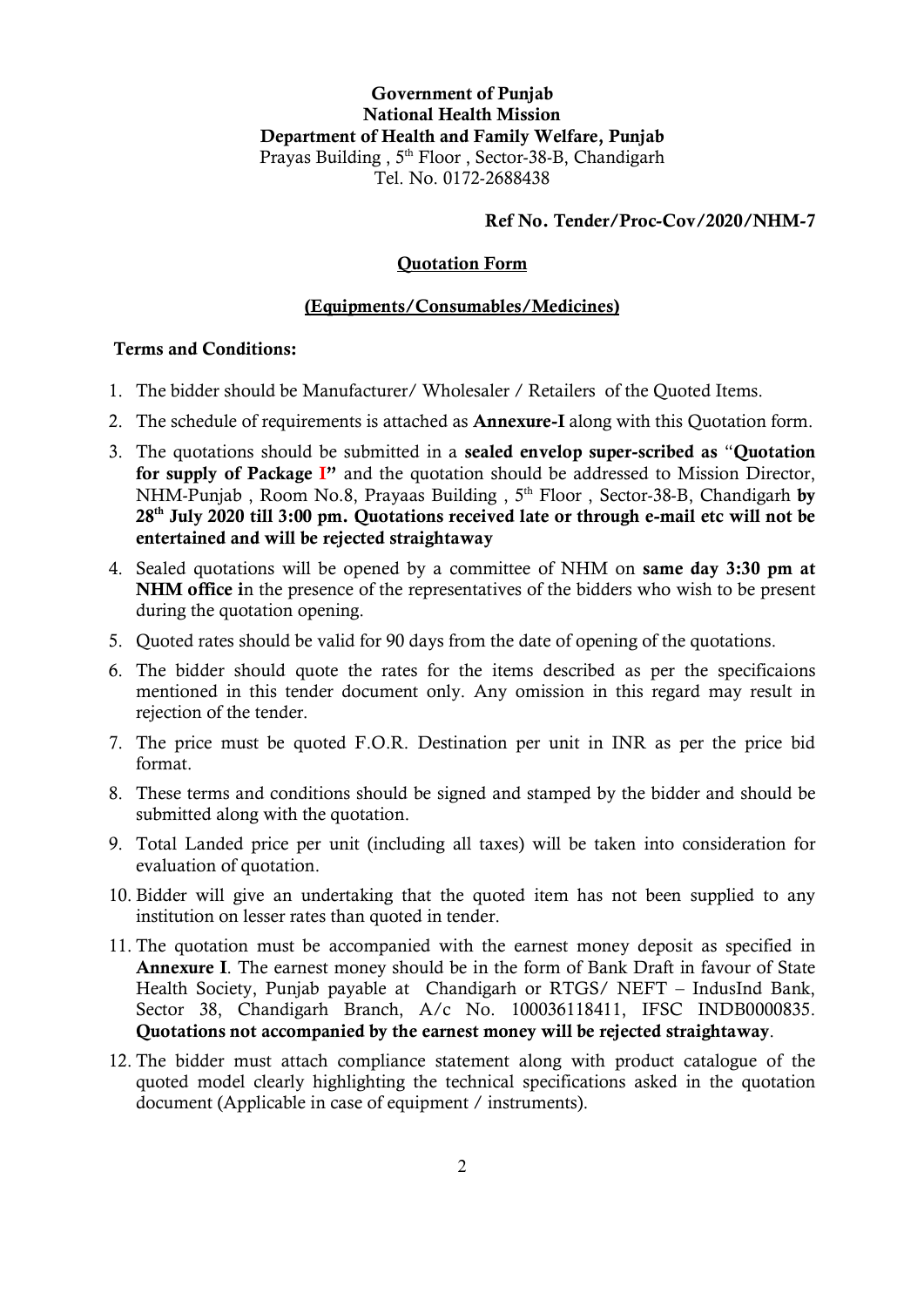**Government of Punjab**
**National Health Mission**
**Department of Health and Family Welfare, Punjab**
Prayas Building , 5th Floor , Sector-38-B, Chandigarh
Tel. No. 0172-2688438

**Ref No. Tender/Proc-Cov/2020/NHM-7**

## Quotation Form

### (Equipments/Consumables/Medicines)

**Terms and Conditions:**

1. The bidder should be Manufacturer/ Wholesaler / Retailers of the Quoted Items.
2. The schedule of requirements is attached as **Annexure-I** along with this Quotation form.
3. The quotations should be submitted in a **sealed envelop super-scribed as "Quotation for supply of Package I"** and the quotation should be addressed to Mission Director, NHM-Punjab , Room No.8, Prayaas Building , 5th Floor , Sector-38-B, Chandigarh **by 28th July 2020 till 3:00 pm. Quotations received late or through e-mail etc will not be entertained and will be rejected straightaway**
4. Sealed quotations will be opened by a committee of NHM on **same day 3:30 pm at NHM office i**n the presence of the representatives of the bidders who wish to be present during the quotation opening.
5. Quoted rates should be valid for 90 days from the date of opening of the quotations.
6. The bidder should quote the rates for the items described as per the specificaions mentioned in this tender document only. Any omission in this regard may result in rejection of the tender.
7. The price must be quoted F.O.R. Destination per unit in INR as per the price bid format.
8. These terms and conditions should be signed and stamped by the bidder and should be submitted along with the quotation.
9. Total Landed price per unit (including all taxes) will be taken into consideration for evaluation of quotation.
10. Bidder will give an undertaking that the quoted item has not been supplied to any institution on lesser rates than quoted in tender.
11. The quotation must be accompanied with the earnest money deposit as specified in **Annexure I**. The earnest money should be in the form of Bank Draft in favour of State Health Society, Punjab payable at Chandigarh or RTGS/ NEFT – IndusInd Bank, Sector 38, Chandigarh Branch, A/c No. 100036118411, IFSC INDB0000835. **Quotations not accompanied by the earnest money will be rejected straightaway**.
12. The bidder must attach compliance statement along with product catalogue of the quoted model clearly highlighting the technical specifications asked in the quotation document (Applicable in case of equipment / instruments).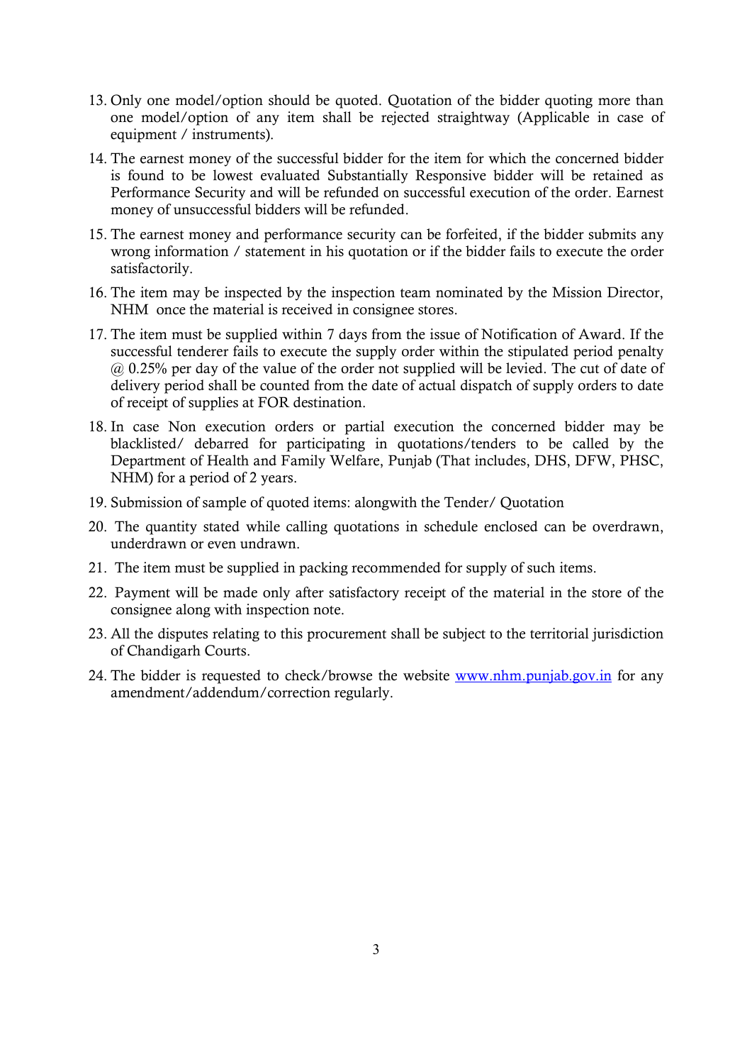13. Only one model/option should be quoted. Quotation of the bidder quoting more than one model/option of any item shall be rejected straightway (Applicable in case of equipment / instruments).

14. The earnest money of the successful bidder for the item for which the concerned bidder is found to be lowest evaluated Substantially Responsive bidder will be retained as Performance Security and will be refunded on successful execution of the order. Earnest money of unsuccessful bidders will be refunded.

15. The earnest money and performance security can be forfeited, if the bidder submits any wrong information / statement in his quotation or if the bidder fails to execute the order satisfactorily.

16. The item may be inspected by the inspection team nominated by the Mission Director, NHM once the material is received in consignee stores.

17. The item must be supplied within 7 days from the issue of Notification of Award. If the successful tenderer fails to execute the supply order within the stipulated period penalty @ 0.25% per day of the value of the order not supplied will be levied. The cut of date of delivery period shall be counted from the date of actual dispatch of supply orders to date of receipt of supplies at FOR destination.

18. In case Non execution orders or partial execution the concerned bidder may be blacklisted/ debarred for participating in quotations/tenders to be called by the Department of Health and Family Welfare, Punjab (That includes, DHS, DFW, PHSC, NHM) for a period of 2 years.

19. Submission of sample of quoted items: alongwith the Tender/ Quotation

20. The quantity stated while calling quotations in schedule enclosed can be overdrawn, underdrawn or even undrawn.

21. The item must be supplied in packing recommended for supply of such items.

22. Payment will be made only after satisfactory receipt of the material in the store of the consignee along with inspection note.

23. All the disputes relating to this procurement shall be subject to the territorial jurisdiction of Chandigarh Courts.

24. The bidder is requested to check/browse the website www.nhm.punjab.gov.in for any amendment/addendum/correction regularly.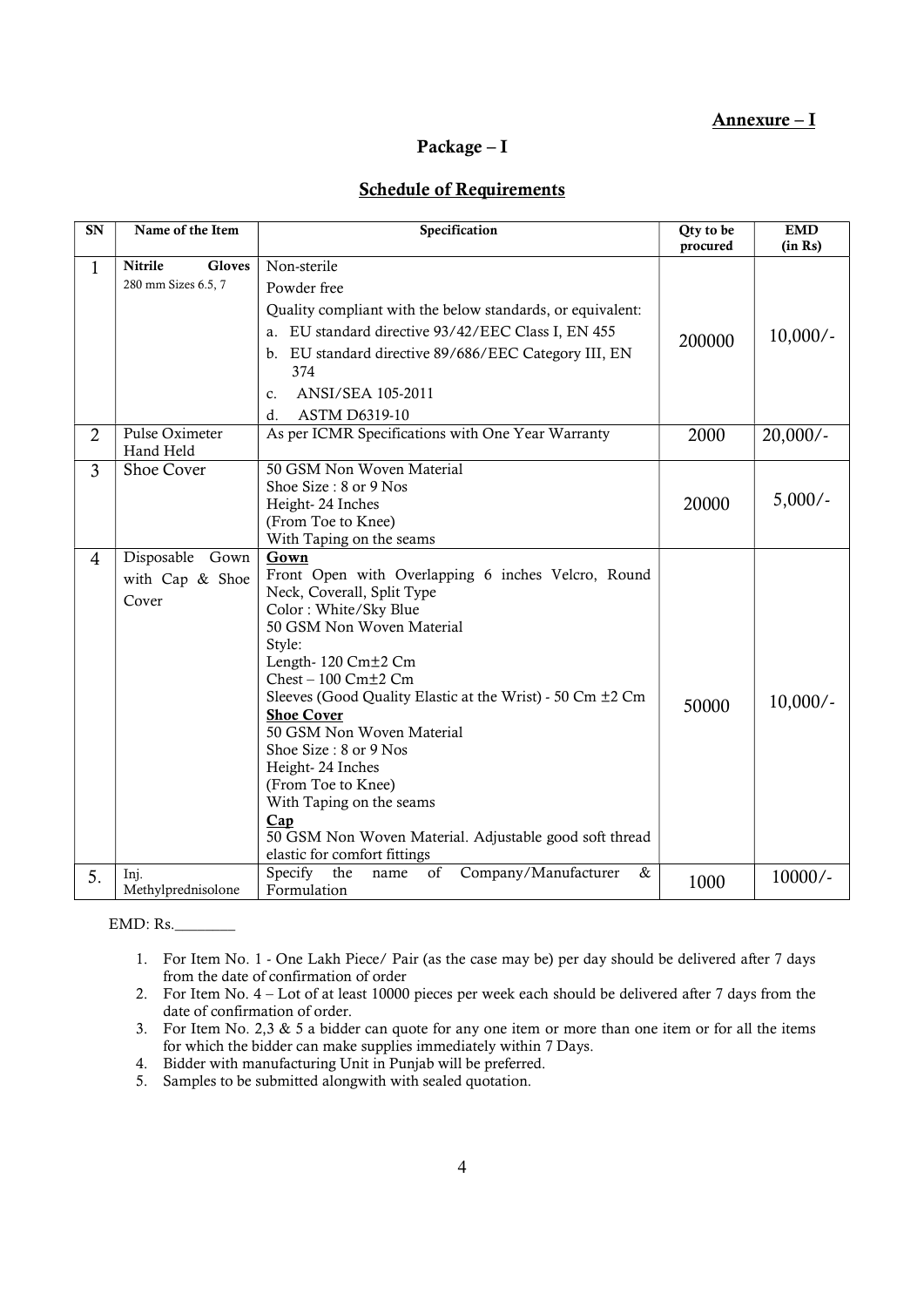**Annexure – I**

## Package – I

## Schedule of Requirements

| SN | Name of the Item | Specification | Qty to be procured | EMD (in Rs) |
|---|---|---|---|---|
| 1 | **Nitrile Gloves** 280 mm Sizes 6.5, 7 | Non-sterile<br>Powder free<br>Quality compliant with the below standards, or equivalent:<br>a. EU standard directive 93/42/EEC Class I, EN 455<br>b. EU standard directive 89/686/EEC Category III, EN 374<br>c. ANSI/SEA 105-2011<br>d. ASTM D6319-10 | 200000 | 10,000/- |
| 2 | Pulse Oximeter Hand Held | As per ICMR Specifications with One Year Warranty | 2000 | 20,000/- |
| 3 | Shoe Cover | 50 GSM Non Woven Material<br>Shoe Size : 8 or 9 Nos<br>Height- 24 Inches<br>(From Toe to Knee)<br>With Taping on the seams | 20000 | 5,000/- |
| 4 | Disposable Gown with Cap & Shoe Cover | **Gown**<br>Front Open with Overlapping 6 inches Velcro, Round Neck, Coverall, Split Type<br>Color : White/Sky Blue<br>50 GSM Non Woven Material<br>Style:<br>Length- 120 Cm±2 Cm<br>Chest – 100 Cm±2 Cm<br>Sleeves (Good Quality Elastic at the Wrist) - 50 Cm ±2 Cm<br>**Shoe Cover**<br>50 GSM Non Woven Material<br>Shoe Size : 8 or 9 Nos<br>Height- 24 Inches<br>(From Toe to Knee)<br>With Taping on the seams<br>**Cap**<br>50 GSM Non Woven Material. Adjustable good soft thread elastic for comfort fittings | 50000 | 10,000/- |
| 5. | Inj. Methylprednisolone | Specify the name of Company/Manufacturer & Formulation | 1000 | 10000/- |

EMD: Rs.________

1. For Item No. 1 - One Lakh Piece/ Pair (as the case may be) per day should be delivered after 7 days from the date of confirmation of order
2. For Item No. 4 – Lot of at least 10000 pieces per week each should be delivered after 7 days from the date of confirmation of order.
3. For Item No. 2,3 & 5 a bidder can quote for any one item or more than one item or for all the items for which the bidder can make supplies immediately within 7 Days.
4. Bidder with manufacturing Unit in Punjab will be preferred.
5. Samples to be submitted alongwith with sealed quotation.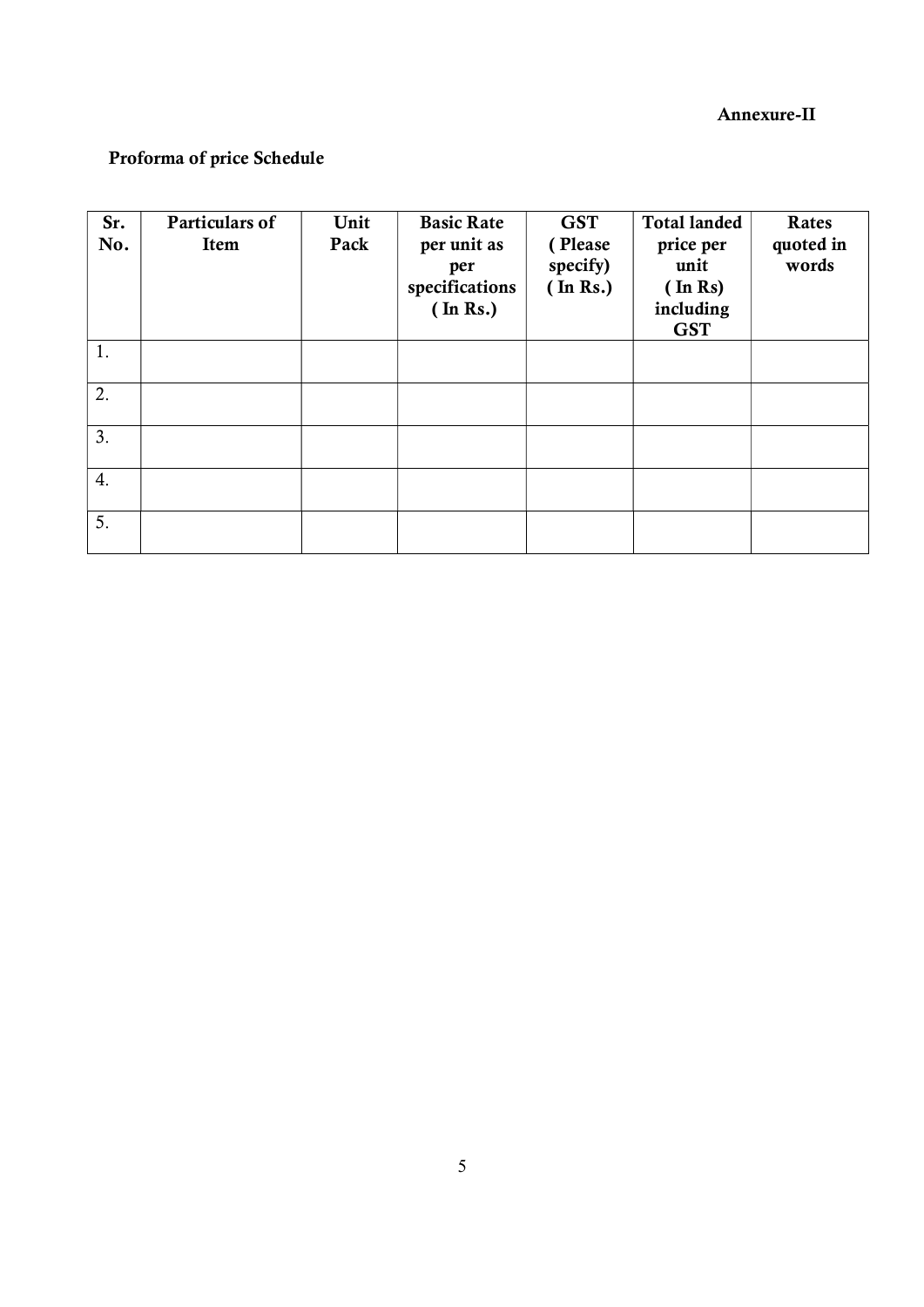**Annexure-II**

**Proforma of price Schedule**

| Sr. No. | Particulars of Item | Unit Pack | Basic Rate per unit as per specifications ( In Rs.) | GST ( Please specify) ( In Rs.) | Total landed price per unit ( In Rs) including GST | Rates quoted in words |
|---|---|---|---|---|---|---|
| 1. | | | | | | |
| 2. | | | | | | |
| 3. | | | | | | |
| 4. | | | | | | |
| 5. | | | | | | |